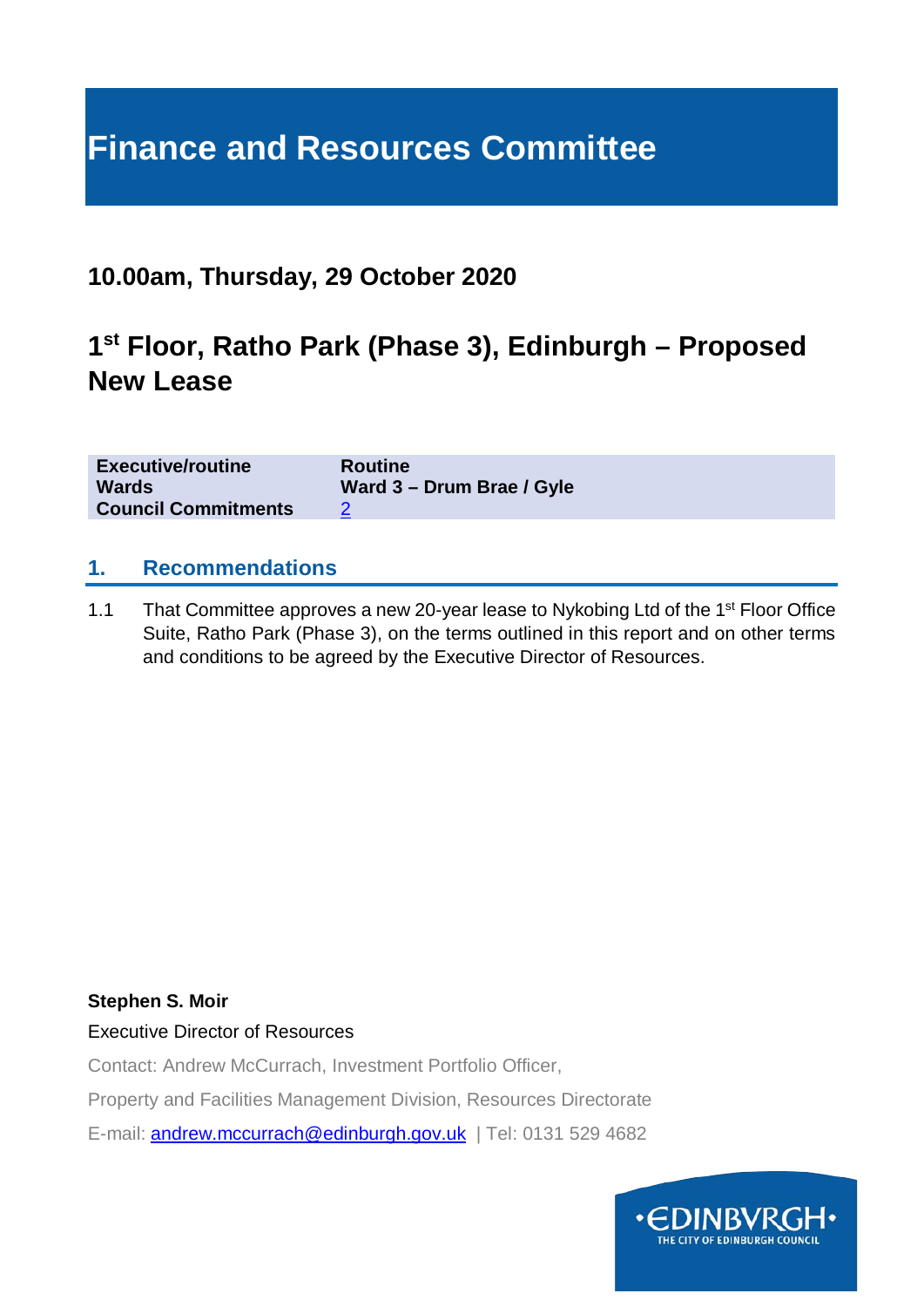# Finance and Resources Committee

## 10.00am, Thursday, 29 October 2020

## 1st Floor, Ratho Park (Phase 3), Edinburgh – Proposed New Lease

| | |
|---|---|
| **Executive/routine** | **Routine** |
| **Wards** | **Ward 3 – Drum Brae / Gyle** |
| **Council Commitments** | 2 |

## 1. Recommendations

1.1 That Committee approves a new 20-year lease to Nykobing Ltd of the 1st Floor Office Suite, Ratho Park (Phase 3), on the terms outlined in this report and on other terms and conditions to be agreed by the Executive Director of Resources.

**Stephen S. Moir**

Executive Director of Resources

Contact: Andrew McCurrach, Investment Portfolio Officer,

Property and Facilities Management Division, Resources Directorate

E-mail: andrew.mccurrach@edinburgh.gov.uk | Tel: 0131 529 4682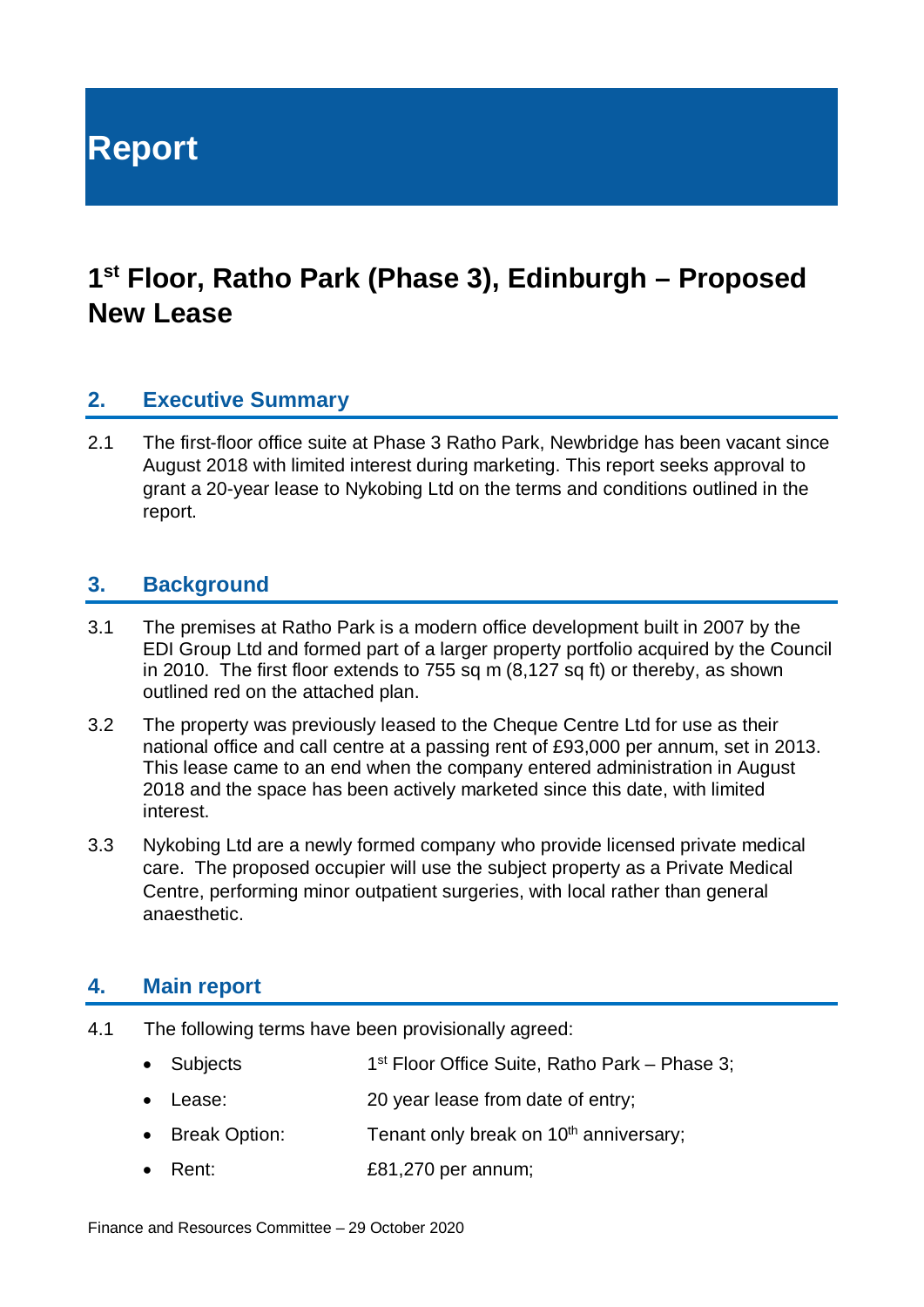# Report

# 1st Floor, Ratho Park (Phase 3), Edinburgh – Proposed New Lease

## 2. Executive Summary

2.1 The first-floor office suite at Phase 3 Ratho Park, Newbridge has been vacant since August 2018 with limited interest during marketing. This report seeks approval to grant a 20-year lease to Nykobing Ltd on the terms and conditions outlined in the report.

## 3. Background

3.1 The premises at Ratho Park is a modern office development built in 2007 by the EDI Group Ltd and formed part of a larger property portfolio acquired by the Council in 2010. The first floor extends to 755 sq m (8,127 sq ft) or thereby, as shown outlined red on the attached plan.

3.2 The property was previously leased to the Cheque Centre Ltd for use as their national office and call centre at a passing rent of £93,000 per annum, set in 2013. This lease came to an end when the company entered administration in August 2018 and the space has been actively marketed since this date, with limited interest.

3.3 Nykobing Ltd are a newly formed company who provide licensed private medical care. The proposed occupier will use the subject property as a Private Medical Centre, performing minor outpatient surgeries, with local rather than general anaesthetic.

## 4. Main report

4.1 The following terms have been provisionally agreed:

- Subjects: 1st Floor Office Suite, Ratho Park – Phase 3;
- Lease: 20 year lease from date of entry;
- Break Option: Tenant only break on 10th anniversary;
- Rent: £81,270 per annum;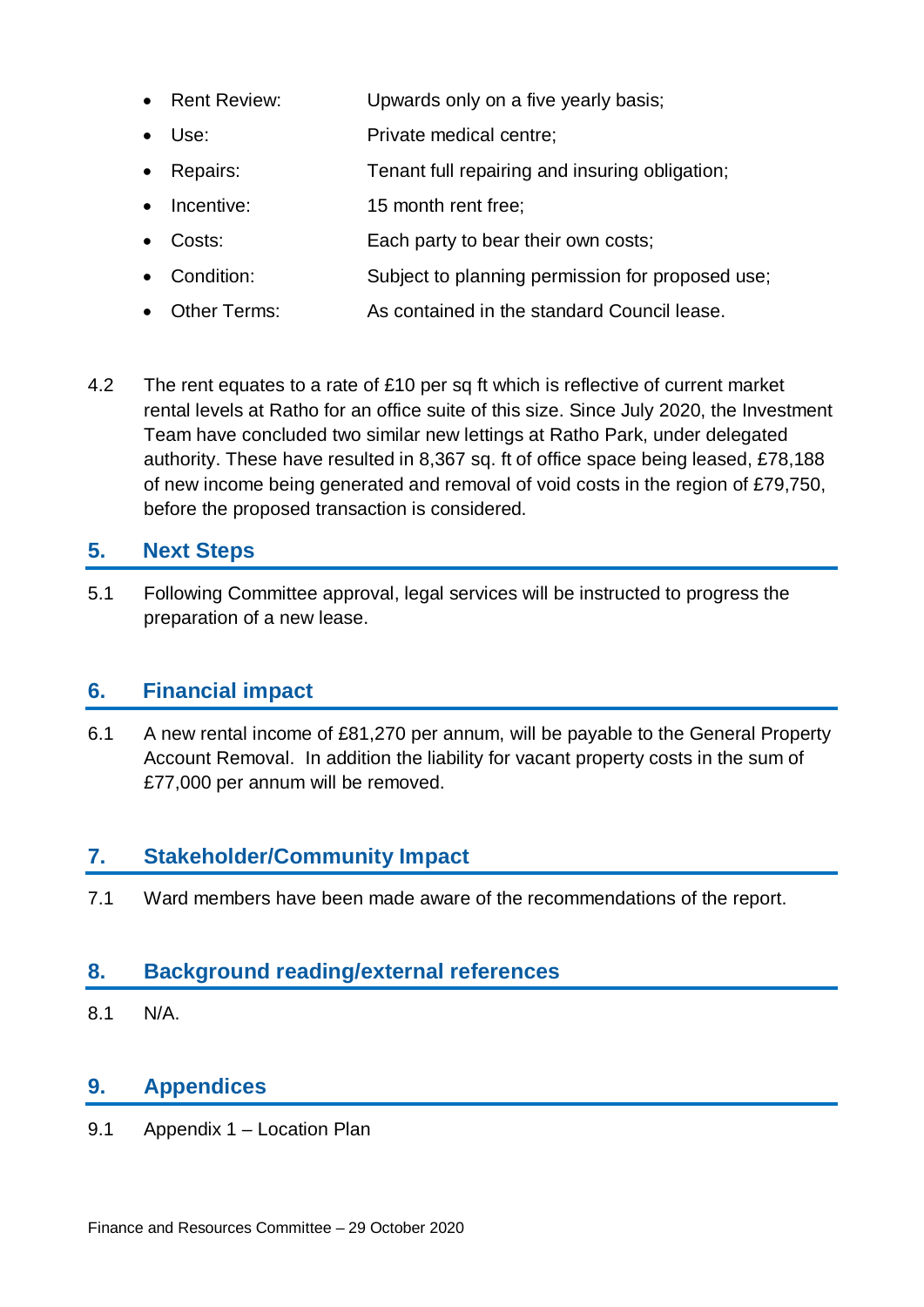- Rent Review: Upwards only on a five yearly basis;
- Use: Private medical centre;
- Repairs: Tenant full repairing and insuring obligation;
- Incentive: 15 month rent free;
- Costs: Each party to bear their own costs;
- Condition: Subject to planning permission for proposed use;
- Other Terms: As contained in the standard Council lease.

4.2 The rent equates to a rate of £10 per sq ft which is reflective of current market rental levels at Ratho for an office suite of this size. Since July 2020, the Investment Team have concluded two similar new lettings at Ratho Park, under delegated authority. These have resulted in 8,367 sq. ft of office space being leased, £78,188 of new income being generated and removal of void costs in the region of £79,750, before the proposed transaction is considered.

## 5. Next Steps

5.1 Following Committee approval, legal services will be instructed to progress the preparation of a new lease.

## 6. Financial impact

6.1 A new rental income of £81,270 per annum, will be payable to the General Property Account Removal. In addition the liability for vacant property costs in the sum of £77,000 per annum will be removed.

## 7. Stakeholder/Community Impact

7.1 Ward members have been made aware of the recommendations of the report.

## 8. Background reading/external references

8.1 N/A.

## 9. Appendices

9.1 Appendix 1 – Location Plan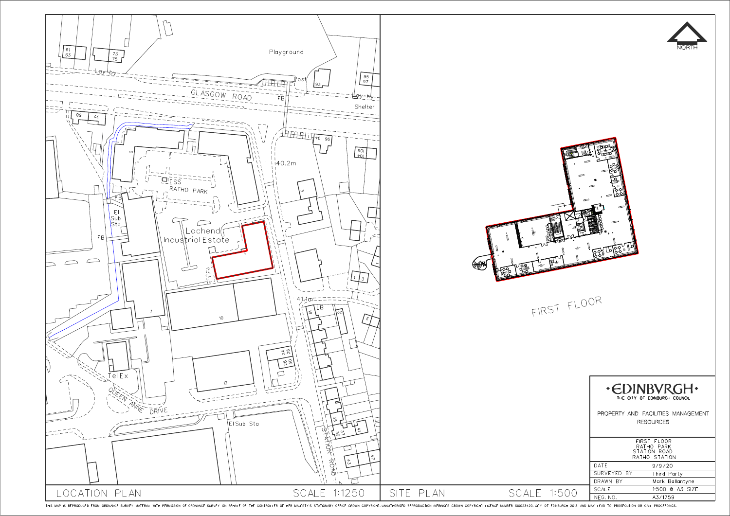LOCATION PLAN SCALE 1:1250

Playground
Lay-by
Post
GLASGOW ROAD
FB
Lay-by
Shelter
40.2m
ESS
RATHO PARK
El Sub Sta
FB
Lochend Industrial Estate
41.1m
LB
Tel Ex
QUEEN ANNE DRIVE
El Sub Sta
STATION ROAD

SITE PLAN SCALE 1:500

NORTH

FIRST FLOOR

·EDINBVRGH·
THE CITY OF EDINBURGH COUNCIL

PROPERTY AND FACILITIES MANAGEMENT RESOURCES

FIRST FLOOR
RATHO PARK
STATION ROAD
RATHO STATION

| | |
|---|---|
| DATE | 9/9/20 |
| SURVEYED BY | Third Party |
| DRAWN BY | Mark Ballantyne |
| SCALE | 1:500 @ A3 SIZE |
| NEG. NO. | A3/1759 |

THIS MAP IS REPRODUCED FROM ORDNANCE SURVEY MATERIAL WITH PERMISSION OF ORDNANCE SURVEY ON BEHALF OF THE CONTROLLER OF HER MAJESTY'S STATIONARY OFFICE CROWN COPYRIGHT. UNAUTHORISED REPRODUCTION INFRINGES CROWN COPYRIGHT LICENCE NUMBER 100023420. CITY OF EDINBURGH 2013 AND MAY LEAD TO PROSECUTION OR CIVIL PROCEEDINGS.